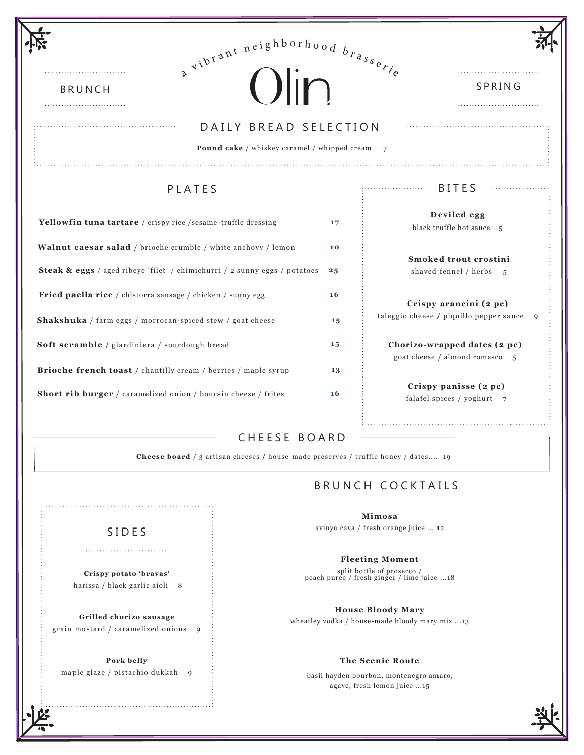a vibrant neighborhood brasserie

# Olin

BRUNCH

SPRING

## DAILY BREAD SELECTION

**Pound cake** / whiskey caramel / whipped cream 7

## PLATES

**Yellowfin tuna tartare** / crispy rice /sesame-truffle dressing **17**

**Walnut caesar salad** / brioche crumble / white anchovy / lemon **10**

**Steak & eggs** / aged ribeye 'filet' / chimichurri / 2 sunny eggs / potatoes **25**

**Fried paella rice** / chistorra sausage / chicken / sunny egg **16**

**Shakshuka** / farm eggs / morrocan-spiced stew / goat cheese **15**

**Soft scramble /** giardiniera / sourdough bread **15**

**Brioche french toast** / chantilly cream / berries / maple syrup **13**

**Short rib burger** / caramelized onion / boursin cheese / frites **16**

## BITES

**Deviled egg**
black truffle hot sauce 5

**Smoked trout crostini**
shaved fennel / herbs 5

**Crispy arancini (2 pc)**
taleggio cheese / piquillo pepper sauce 9

**Chorizo-wrapped dates (2 pc)**
goat cheese / almond romesco 5

**Crispy panisse (2 pc)**
falafel spices / yoghurt 7

## CHEESE BOARD

**Cheese board** / 3 artisan cheeses / house-made preserves / truffle honey / dates.... 19

## SIDES

**Crispy potato 'bravas'**
harissa / black garlic aioli 8

**Grilled chorizo sausage**
grain mustard / caramelized onions 9

**Pork belly**
maple glaze / pistachio dukkah 9

## BRUNCH COCKTAILS

**Mimosa**
avinyo cava / fresh orange juice ... 12

**Fleeting Moment**
split bottle of prosecco / peach puree / fresh ginger / lime juice ...18

**House Bloody Mary**
wheatley vodka / house-made bloody mary mix ...13

**The Scenic Route**
basil hayden bourbon, montenegro amaro, agave, fresh lemon juice ...15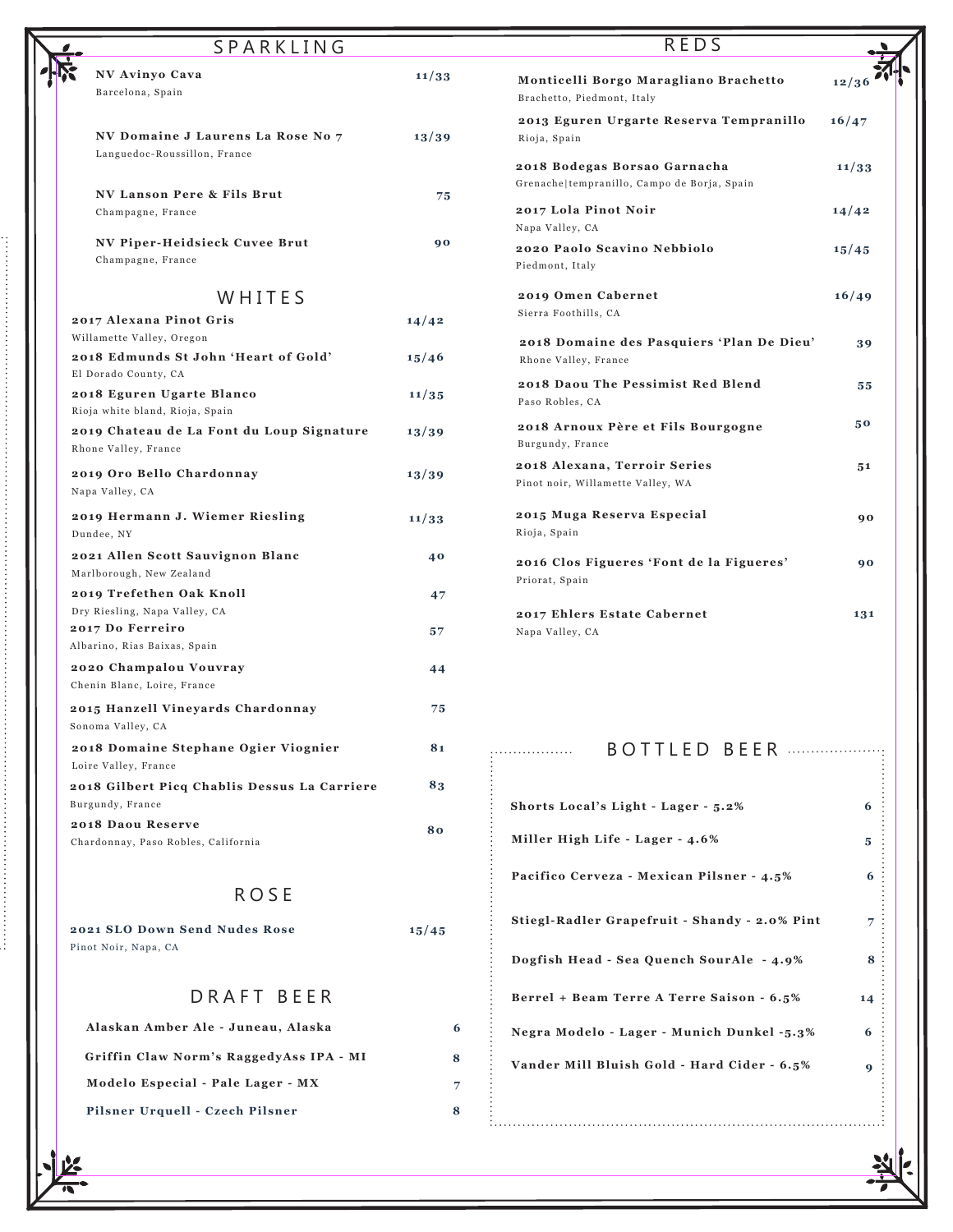## SPARKLING

**NV Avinyo Cava** — 11/33
Barcelona, Spain

**NV Domaine J Laurens La Rose No 7** — 13/39
Languedoc-Roussillon, France

**NV Lanson Pere & Fils Brut** — 75
Champagne, France

**NV Piper-Heidsieck Cuvee Brut** — 90
Champagne, France

## WHITES

**2017 Alexana Pinot Gris** — 14/42
Willamette Valley, Oregon

**2018 Edmunds St John 'Heart of Gold'** — 15/46
El Dorado County, CA

**2018 Eguren Ugarte Blanco** — 11/35
Rioja white bland, Rioja, Spain

**2019 Chateau de La Font du Loup Signature** — 13/39
Rhone Valley, France

**2019 Oro Bello Chardonnay** — 13/39
Napa Valley, CA

**2019 Hermann J. Wiemer Riesling** — 11/33
Dundee, NY

**2021 Allen Scott Sauvignon Blanc** — 40
Marlborough, New Zealand

**2019 Trefethen Oak Knoll** — 47
Dry Riesling, Napa Valley, CA

**2017 Do Ferreiro** — 57
Albarino, Rias Baixas, Spain

**2020 Champalou Vouvray** — 44
Chenin Blanc, Loire, France

**2015 Hanzell Vineyards Chardonnay** — 75
Sonoma Valley, CA

**2018 Domaine Stephane Ogier Viognier** — 81
Loire Valley, France

**2018 Gilbert Picq Chablis Dessus La Carriere** — 83
Burgundy, France

**2018 Daou Reserve** — 80
Chardonnay, Paso Robles, California

## ROSE

**2021 SLO Down Send Nudes Rose** — 15/45
Pinot Noir, Napa, CA

## DRAFT BEER

**Alaskan Amber Ale - Juneau, Alaska** — 6

**Griffin Claw Norm's RaggedyAss IPA - MI** — 8

**Modelo Especial - Pale Lager - MX** — 7

**Pilsner Urquell - Czech Pilsner** — 8

## REDS

**Monticelli Borgo Maragliano Brachetto** — 12/36
Brachetto, Piedmont, Italy

**2013 Eguren Urgarte Reserva Tempranillo** — 16/47
Rioja, Spain

**2018 Bodegas Borsao Garnacha** — 11/33
Grenache|tempranillo, Campo de Borja, Spain

**2017 Lola Pinot Noir** — 14/42
Napa Valley, CA

**2020 Paolo Scavino Nebbiolo** — 15/45
Piedmont, Italy

**2019 Omen Cabernet** — 16/49
Sierra Foothills, CA

**2018 Domaine des Pasquiers 'Plan De Dieu'** — 39
Rhone Valley, France

**2018 Daou The Pessimist Red Blend** — 55
Paso Robles, CA

**2018 Arnoux Père et Fils Bourgogne** — 50
Burgundy, France

**2018 Alexana, Terroir Series** — 51
Pinot noir, Willamette Valley, WA

**2015 Muga Reserva Especial** — 90
Rioja, Spain

**2016 Clos Figueres 'Font de la Figueres'** — 90
Priorat, Spain

**2017 Ehlers Estate Cabernet** — 131
Napa Valley, CA

## BOTTLED BEER

**Shorts Local's Light - Lager - 5.2%** — 6

**Miller High Life - Lager - 4.6%** — 5

**Pacifico Cerveza - Mexican Pilsner - 4.5%** — 6

**Stiegl-Radler Grapefruit - Shandy - 2.0% Pint** — 7

**Dogfish Head - Sea Quench SourAle - 4.9%** — 8

**Berrel + Beam Terre A Terre Saison - 6.5%** — 14

**Negra Modelo - Lager - Munich Dunkel -5.3%** — 6

**Vander Mill Bluish Gold - Hard Cider - 6.5%** — 9